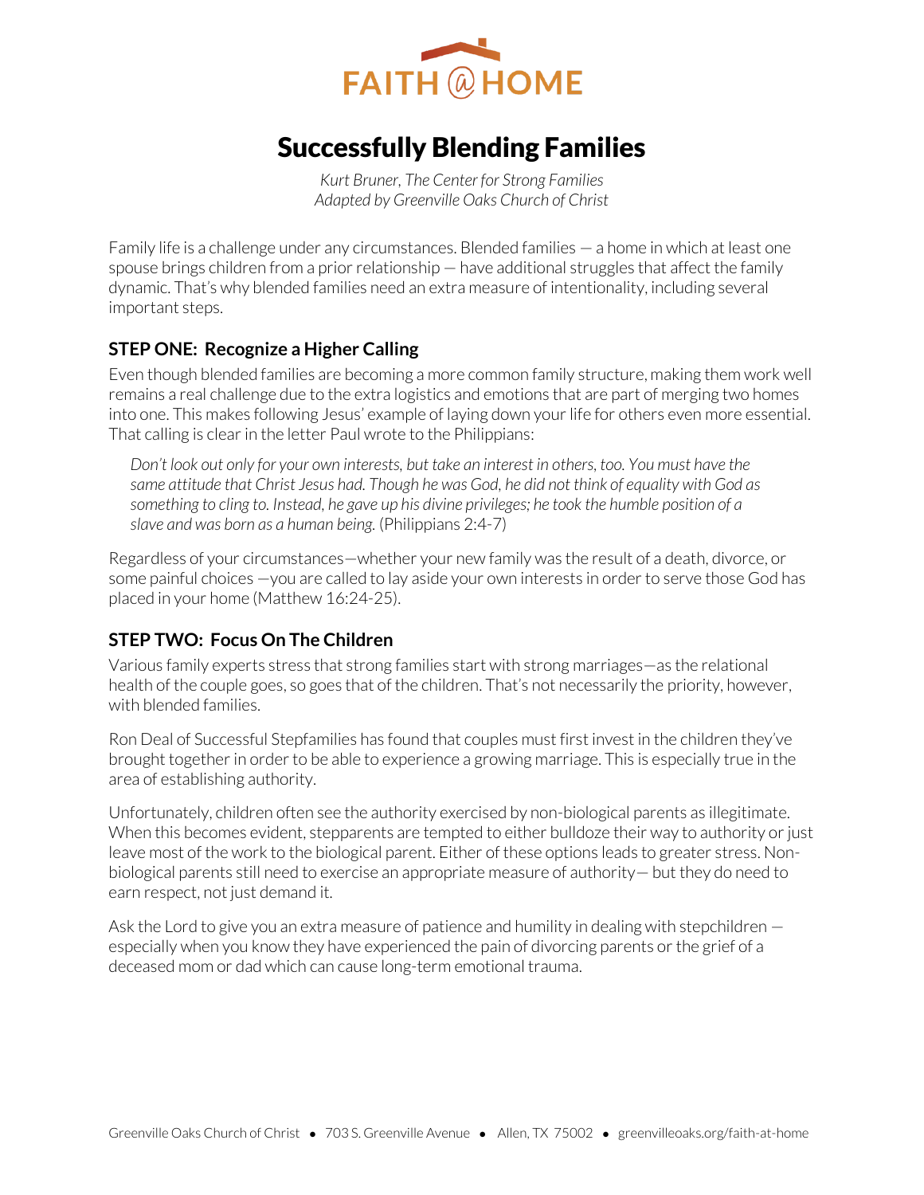FAITH @ HOME

# Successfully Blending Families

*Kurt Bruner, The Center for Strong Families*
*Adapted by Greenville Oaks Church of Christ*

Family life is a challenge under any circumstances. Blended families — a home in which at least one spouse brings children from a prior relationship — have additional struggles that affect the family dynamic. That's why blended families need an extra measure of intentionality, including several important steps.

## STEP ONE: Recognize a Higher Calling

Even though blended families are becoming a more common family structure, making them work well remains a real challenge due to the extra logistics and emotions that are part of merging two homes into one. This makes following Jesus' example of laying down your life for others even more essential. That calling is clear in the letter Paul wrote to the Philippians:

> *Don't look out only for your own interests, but take an interest in others, too. You must have the same attitude that Christ Jesus had. Though he was God, he did not think of equality with God as something to cling to. Instead, he gave up his divine privileges; he took the humble position of a slave and was born as a human being.* (Philippians 2:4-7)

Regardless of your circumstances—whether your new family was the result of a death, divorce, or some painful choices —you are called to lay aside your own interests in order to serve those God has placed in your home (Matthew 16:24-25).

## STEP TWO: Focus On The Children

Various family experts stress that strong families start with strong marriages—as the relational health of the couple goes, so goes that of the children. That's not necessarily the priority, however, with blended families.

Ron Deal of Successful Stepfamilies has found that couples must first invest in the children they've brought together in order to be able to experience a growing marriage. This is especially true in the area of establishing authority.

Unfortunately, children often see the authority exercised by non-biological parents as illegitimate. When this becomes evident, stepparents are tempted to either bulldoze their way to authority or just leave most of the work to the biological parent. Either of these options leads to greater stress. Non-biological parents still need to exercise an appropriate measure of authority— but they do need to earn respect, not just demand it.

Ask the Lord to give you an extra measure of patience and humility in dealing with stepchildren — especially when you know they have experienced the pain of divorcing parents or the grief of a deceased mom or dad which can cause long-term emotional trauma.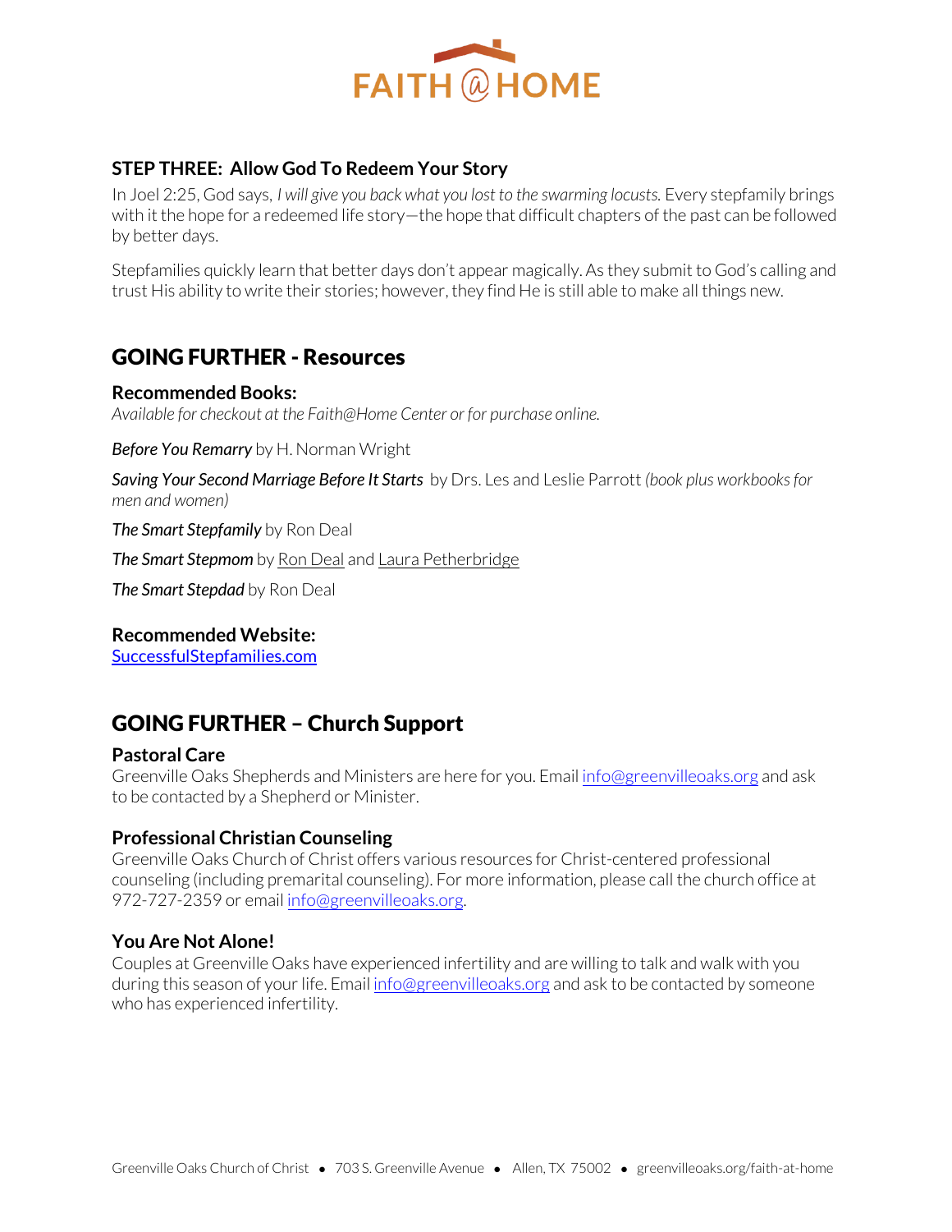### STEP THREE: Allow God To Redeem Your Story

In Joel 2:25, God says, *I will give you back what you lost to the swarming locusts.* Every stepfamily brings with it the hope for a redeemed life story—the hope that difficult chapters of the past can be followed by better days.

Stepfamilies quickly learn that better days don't appear magically. As they submit to God's calling and trust His ability to write their stories; however, they find He is still able to make all things new.

## GOING FURTHER - Resources

### Recommended Books:

*Available for checkout at the Faith@Home Center or for purchase online.*

***Before You Remarry*** by H. Norman Wright

***Saving Your Second Marriage Before It Starts*** by Drs. Les and Leslie Parrott *(book plus workbooks for men and women)*

***The Smart Stepfamily*** by Ron Deal

***The Smart Stepmom*** by Ron Deal and Laura Petherbridge

***The Smart Stepdad*** by Ron Deal

### Recommended Website:

SuccessfulStepfamilies.com

## GOING FURTHER – Church Support

### Pastoral Care

Greenville Oaks Shepherds and Ministers are here for you. Email info@greenvilleoaks.org and ask to be contacted by a Shepherd or Minister.

### Professional Christian Counseling

Greenville Oaks Church of Christ offers various resources for Christ-centered professional counseling (including premarital counseling). For more information, please call the church office at 972-727-2359 or email info@greenvilleoaks.org.

### You Are Not Alone!

Couples at Greenville Oaks have experienced infertility and are willing to talk and walk with you during this season of your life. Email info@greenvilleoaks.org and ask to be contacted by someone who has experienced infertility.